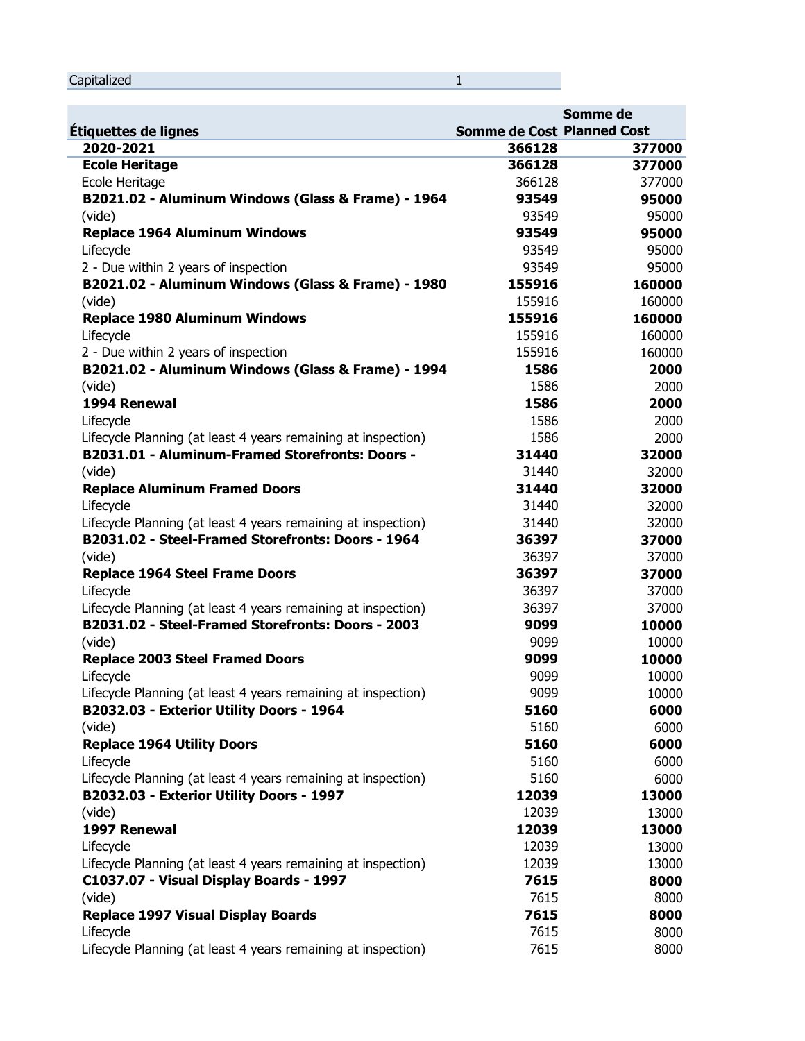| Capitalized | 1 |
|---|---|

| Étiquettes de lignes | Somme de Cost | Somme de Planned Cost |
|---|---|---|
| **2020-2021** | **366128** | **377000** |
| **Ecole Heritage** | **366128** | **377000** |
| Ecole Heritage | 366128 | 377000 |
| **B2021.02 - Aluminum Windows (Glass & Frame) - 1964** | **93549** | **95000** |
| (vide) | 93549 | 95000 |
| **Replace 1964 Aluminum Windows** | **93549** | **95000** |
| Lifecycle | 93549 | 95000 |
| 2 - Due within 2 years of inspection | 93549 | 95000 |
| **B2021.02 - Aluminum Windows (Glass & Frame) - 1980** | **155916** | **160000** |
| (vide) | 155916 | 160000 |
| **Replace 1980 Aluminum Windows** | **155916** | **160000** |
| Lifecycle | 155916 | 160000 |
| 2 - Due within 2 years of inspection | 155916 | 160000 |
| **B2021.02 - Aluminum Windows (Glass & Frame) - 1994** | **1586** | **2000** |
| (vide) | 1586 | 2000 |
| **1994 Renewal** | **1586** | **2000** |
| Lifecycle | 1586 | 2000 |
| Lifecycle Planning (at least 4 years remaining at inspection) | 1586 | 2000 |
| **B2031.01 - Aluminum-Framed Storefronts: Doors -** | **31440** | **32000** |
| (vide) | 31440 | 32000 |
| **Replace Aluminum Framed Doors** | **31440** | **32000** |
| Lifecycle | 31440 | 32000 |
| Lifecycle Planning (at least 4 years remaining at inspection) | 31440 | 32000 |
| **B2031.02 - Steel-Framed Storefronts: Doors - 1964** | **36397** | **37000** |
| (vide) | 36397 | 37000 |
| **Replace 1964 Steel Frame Doors** | **36397** | **37000** |
| Lifecycle | 36397 | 37000 |
| Lifecycle Planning (at least 4 years remaining at inspection) | 36397 | 37000 |
| **B2031.02 - Steel-Framed Storefronts: Doors - 2003** | **9099** | **10000** |
| (vide) | 9099 | 10000 |
| **Replace 2003 Steel Framed Doors** | **9099** | **10000** |
| Lifecycle | 9099 | 10000 |
| Lifecycle Planning (at least 4 years remaining at inspection) | 9099 | 10000 |
| **B2032.03 - Exterior Utility Doors - 1964** | **5160** | **6000** |
| (vide) | 5160 | 6000 |
| **Replace 1964 Utility Doors** | **5160** | **6000** |
| Lifecycle | 5160 | 6000 |
| Lifecycle Planning (at least 4 years remaining at inspection) | 5160 | 6000 |
| **B2032.03 - Exterior Utility Doors - 1997** | **12039** | **13000** |
| (vide) | 12039 | 13000 |
| **1997 Renewal** | **12039** | **13000** |
| Lifecycle | 12039 | 13000 |
| Lifecycle Planning (at least 4 years remaining at inspection) | 12039 | 13000 |
| **C1037.07 - Visual Display Boards - 1997** | **7615** | **8000** |
| (vide) | 7615 | 8000 |
| **Replace 1997 Visual Display Boards** | **7615** | **8000** |
| Lifecycle | 7615 | 8000 |
| Lifecycle Planning (at least 4 years remaining at inspection) | 7615 | 8000 |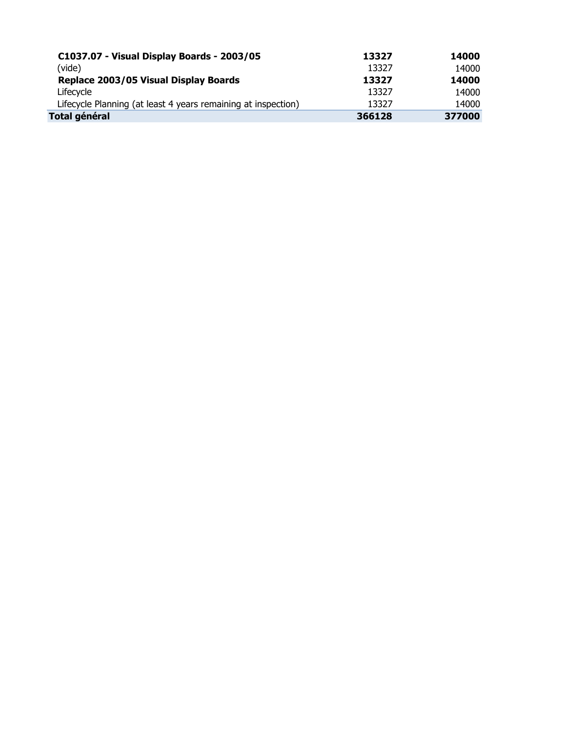| | | |
|---|---|---|
| **C1037.07 - Visual Display Boards - 2003/05** | **13327** | **14000** |
| (vide) | 13327 | 14000 |
| **Replace 2003/05 Visual Display Boards** | **13327** | **14000** |
| Lifecycle | 13327 | 14000 |
| Lifecycle Planning (at least 4 years remaining at inspection) | 13327 | 14000 |
| **Total général** | **366128** | **377000** |